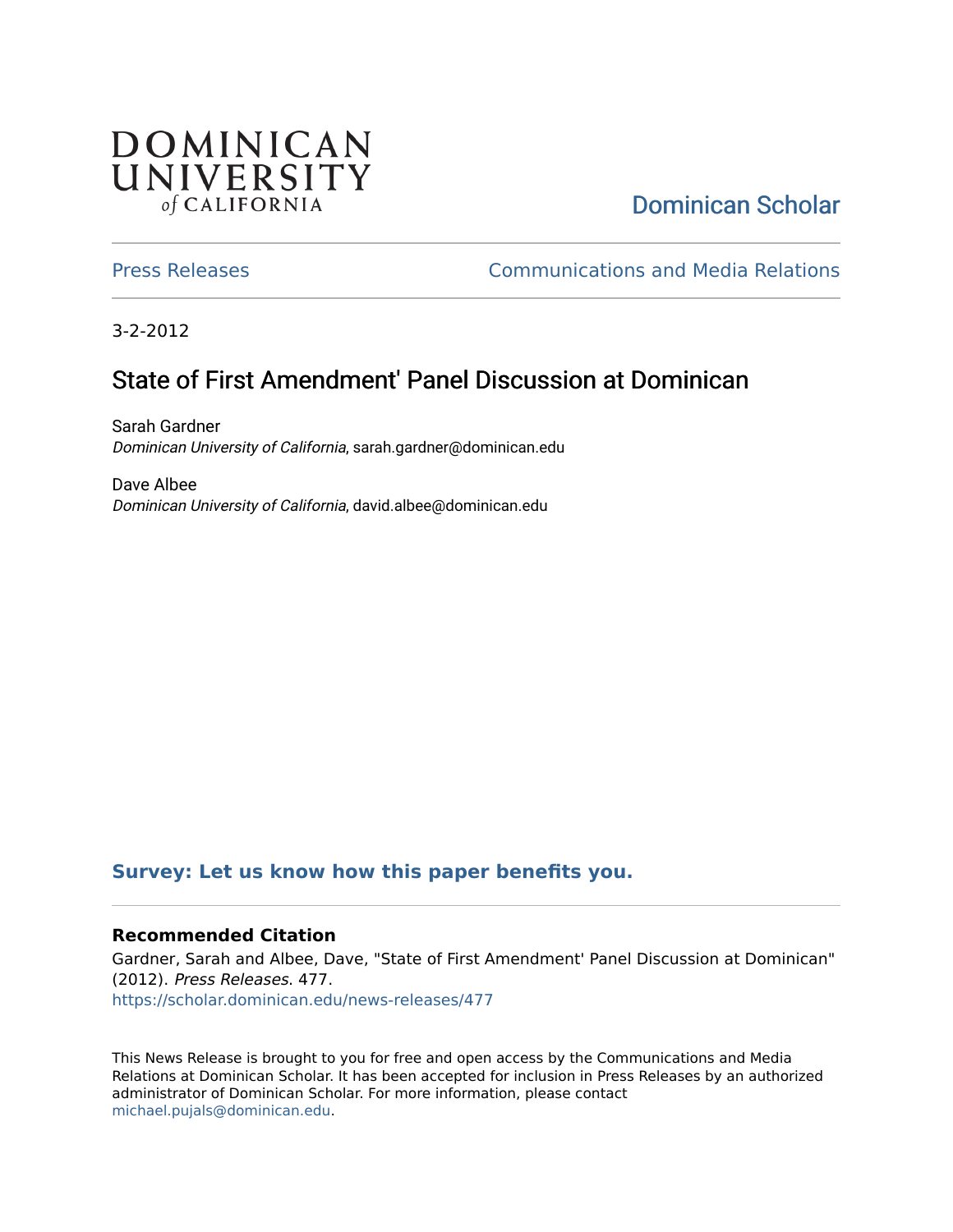DOMINICAN UNIVERSITY *of* CALIFORNIA

Dominican Scholar

Press Releases

Communications and Media Relations

3-2-2012

# State of First Amendment' Panel Discussion at Dominican

Sarah Gardner
*Dominican University of California*, sarah.gardner@dominican.edu

Dave Albee
*Dominican University of California*, david.albee@dominican.edu

**Survey: Let us know how this paper benefits you.**

**Recommended Citation**

Gardner, Sarah and Albee, Dave, "State of First Amendment' Panel Discussion at Dominican" (2012). *Press Releases*. 477.
https://scholar.dominican.edu/news-releases/477

This News Release is brought to you for free and open access by the Communications and Media Relations at Dominican Scholar. It has been accepted for inclusion in Press Releases by an authorized administrator of Dominican Scholar. For more information, please contact michael.pujals@dominican.edu.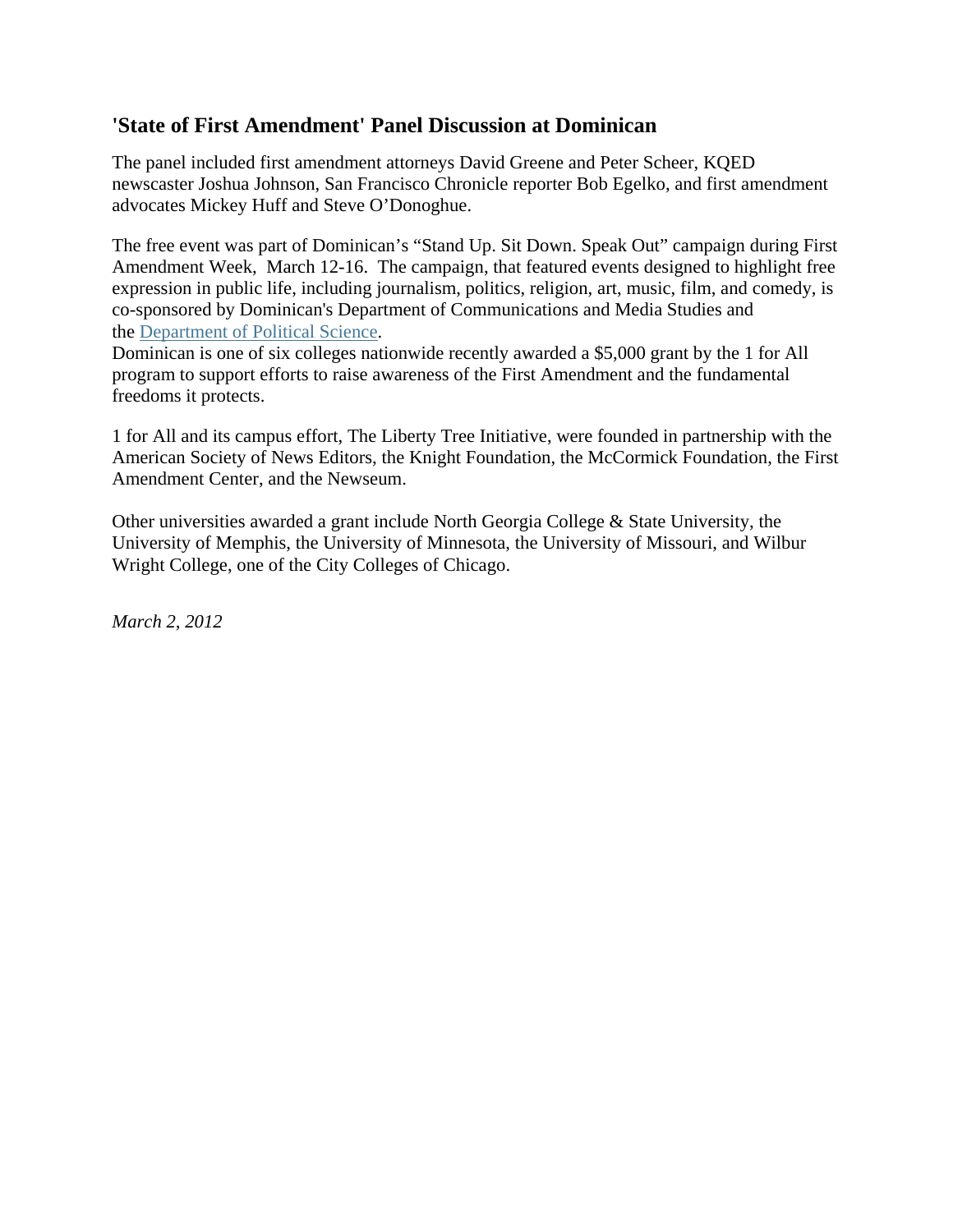## 'State of First Amendment' Panel Discussion at Dominican

The panel included first amendment attorneys David Greene and Peter Scheer, KQED newscaster Joshua Johnson, San Francisco Chronicle reporter Bob Egelko, and first amendment advocates Mickey Huff and Steve O'Donoghue.

The free event was part of Dominican's "Stand Up. Sit Down. Speak Out" campaign during First Amendment Week, March 12-16. The campaign, that featured events designed to highlight free expression in public life, including journalism, politics, religion, art, music, film, and comedy, is co-sponsored by Dominican's Department of Communications and Media Studies and the Department of Political Science.

Dominican is one of six colleges nationwide recently awarded a $5,000 grant by the 1 for All program to support efforts to raise awareness of the First Amendment and the fundamental freedoms it protects.

1 for All and its campus effort, The Liberty Tree Initiative, were founded in partnership with the American Society of News Editors, the Knight Foundation, the McCormick Foundation, the First Amendment Center, and the Newseum.

Other universities awarded a grant include North Georgia College & State University, the University of Memphis, the University of Minnesota, the University of Missouri, and Wilbur Wright College, one of the City Colleges of Chicago.

*March 2, 2012*